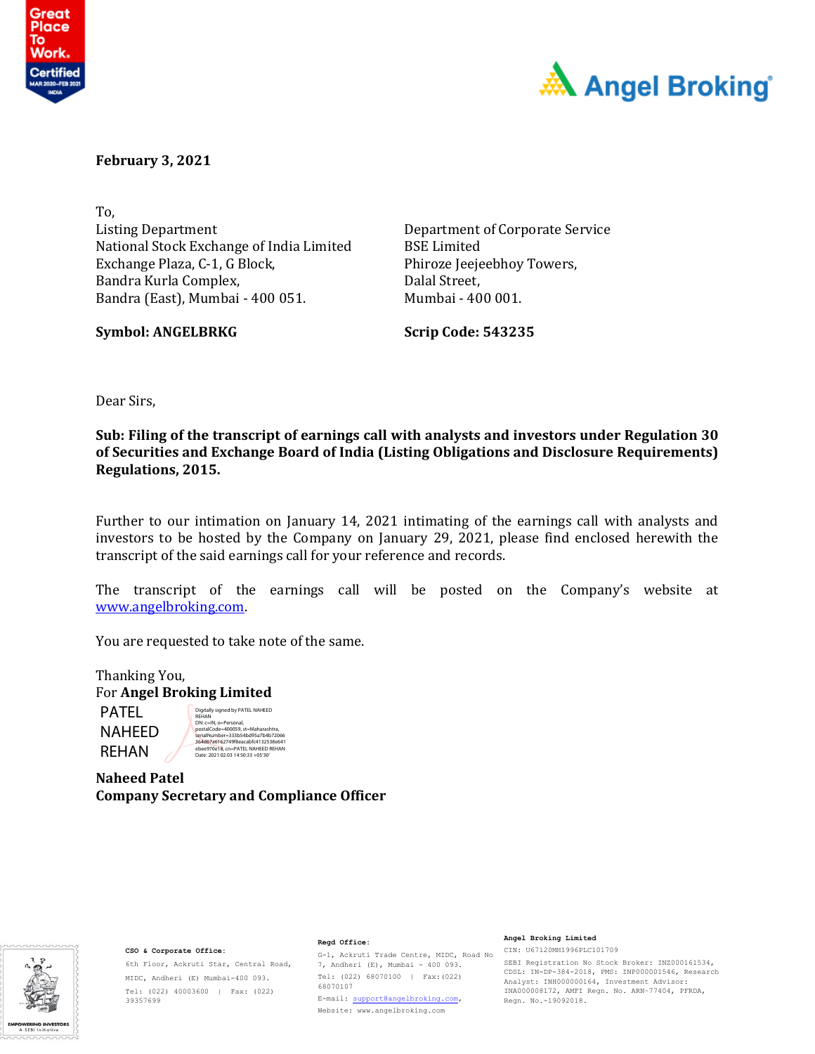**February 3, 2021**

To,
Listing Department
National Stock Exchange of India Limited
Exchange Plaza, C-1, G Block,
Bandra Kurla Complex,
Bandra (East), Mumbai - 400 051.

**Symbol: ANGELBRKG**

Department of Corporate Service
BSE Limited
Phiroze Jeejeebhoy Towers,
Dalal Street,
Mumbai - 400 001.

**Scrip Code: 543235**

Dear Sirs,

**Sub: Filing of the transcript of earnings call with analysts and investors under Regulation 30 of Securities and Exchange Board of India (Listing Obligations and Disclosure Requirements) Regulations, 2015.**

Further to our intimation on January 14, 2021 intimating of the earnings call with analysts and investors to be hosted by the Company on January 29, 2021, please find enclosed herewith the transcript of the said earnings call for your reference and records.

The transcript of the earnings call will be posted on the Company's website at www.angelbroking.com.

You are requested to take note of the same.

Thanking You,
For **Angel Broking Limited**

PATEL NAHEED REHAN

Digitally signed by PATEL NAHEED REHAN
DN: c=IN, o=Personal, postalCode=400059, st=Maharashtra, serialNumber=333b54bd95a7b4b72066364d67a6162749f8eacabfc4132538e641ebee970e18, cn=PATEL NAHEED REHAN
Date: 2021.02.03 14:50:33 +05'30'

**Naheed Patel**
**Company Secretary and Compliance Officer**

**CSO & Corporate Office:**
6th Floor, Ackruti Star, Central Road, MIDC, Andheri (E) Mumbai-400 093.
Tel: (022) 40003600 | Fax: (022) 39357699

**Regd Office:**
G-1, Ackruti Trade Centre, MIDC, Road No 7, Andheri (E), Mumbai - 400 093.
Tel: (022) 68070100 | Fax:(022) 68070107
E-mail: support@angelbroking.com,
Website: www.angelbroking.com

**Angel Broking Limited**
CIN: U67120MH1996PLC101709
SEBI Registration No Stock Broker: INZ000161534, CDSL: IN-DP-384-2018, PMS: INP000001546, Research Analyst: INH000000164, Investment Advisor: INA000008172, AMFI Regn. No. ARN-77404, PFRDA, Regn. No.-19092018.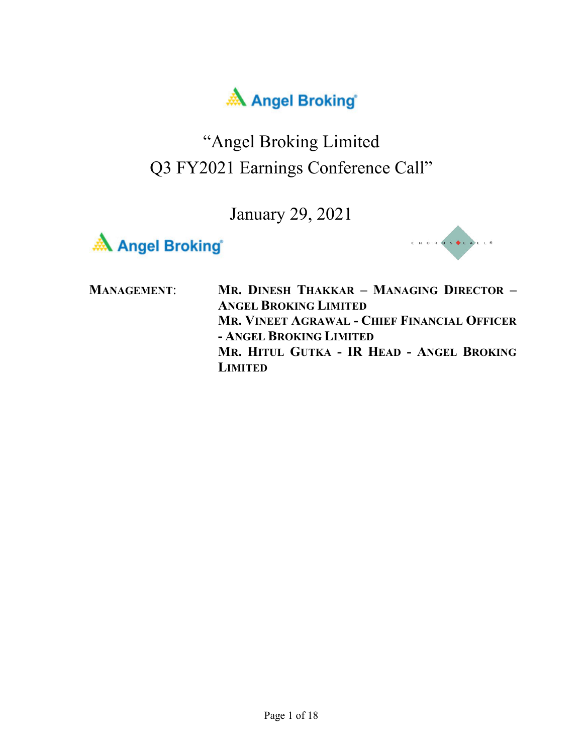# "Angel Broking Limited Q3 FY2021 Earnings Conference Call"

January 29, 2021

**MANAGEMENT:**

**MR. DINESH THAKKAR – MANAGING DIRECTOR – ANGEL BROKING LIMITED**

**MR. VINEET AGRAWAL - CHIEF FINANCIAL OFFICER - ANGEL BROKING LIMITED**

**MR. HITUL GUTKA - IR HEAD - ANGEL BROKING LIMITED**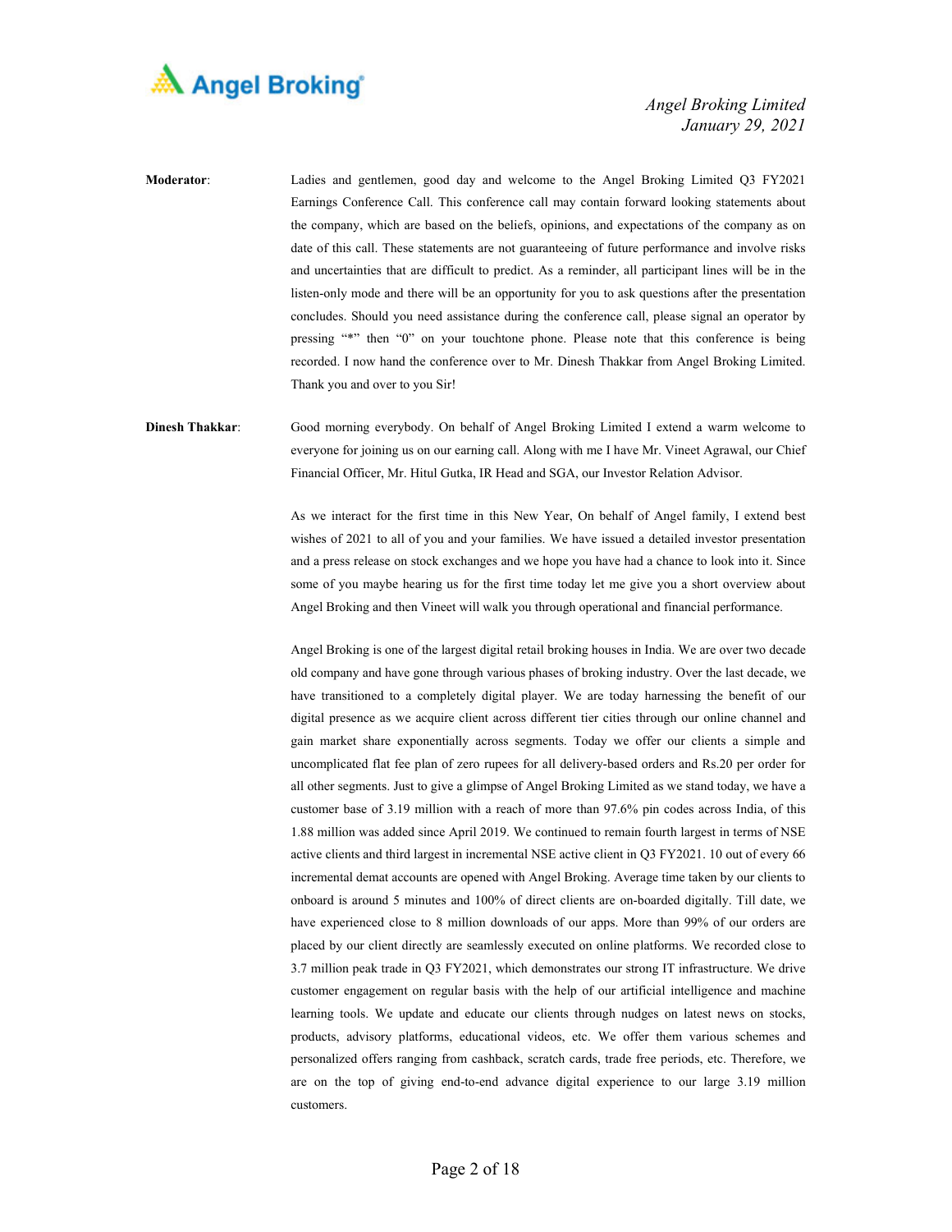**Moderator**: Ladies and gentlemen, good day and welcome to the Angel Broking Limited Q3 FY2021 Earnings Conference Call. This conference call may contain forward looking statements about the company, which are based on the beliefs, opinions, and expectations of the company as on date of this call. These statements are not guaranteeing of future performance and involve risks and uncertainties that are difficult to predict. As a reminder, all participant lines will be in the listen-only mode and there will be an opportunity for you to ask questions after the presentation concludes. Should you need assistance during the conference call, please signal an operator by pressing "*" then "0" on your touchtone phone. Please note that this conference is being recorded. I now hand the conference over to Mr. Dinesh Thakkar from Angel Broking Limited. Thank you and over to you Sir!

**Dinesh Thakkar**: Good morning everybody. On behalf of Angel Broking Limited I extend a warm welcome to everyone for joining us on our earning call. Along with me I have Mr. Vineet Agrawal, our Chief Financial Officer, Mr. Hitul Gutka, IR Head and SGA, our Investor Relation Advisor.

As we interact for the first time in this New Year, On behalf of Angel family, I extend best wishes of 2021 to all of you and your families. We have issued a detailed investor presentation and a press release on stock exchanges and we hope you have had a chance to look into it. Since some of you maybe hearing us for the first time today let me give you a short overview about Angel Broking and then Vineet will walk you through operational and financial performance.

Angel Broking is one of the largest digital retail broking houses in India. We are over two decade old company and have gone through various phases of broking industry. Over the last decade, we have transitioned to a completely digital player. We are today harnessing the benefit of our digital presence as we acquire client across different tier cities through our online channel and gain market share exponentially across segments. Today we offer our clients a simple and uncomplicated flat fee plan of zero rupees for all delivery-based orders and Rs.20 per order for all other segments. Just to give a glimpse of Angel Broking Limited as we stand today, we have a customer base of 3.19 million with a reach of more than 97.6% pin codes across India, of this 1.88 million was added since April 2019. We continued to remain fourth largest in terms of NSE active clients and third largest in incremental NSE active client in Q3 FY2021. 10 out of every 66 incremental demat accounts are opened with Angel Broking. Average time taken by our clients to onboard is around 5 minutes and 100% of direct clients are on-boarded digitally. Till date, we have experienced close to 8 million downloads of our apps. More than 99% of our orders are placed by our client directly are seamlessly executed on online platforms. We recorded close to 3.7 million peak trade in Q3 FY2021, which demonstrates our strong IT infrastructure. We drive customer engagement on regular basis with the help of our artificial intelligence and machine learning tools. We update and educate our clients through nudges on latest news on stocks, products, advisory platforms, educational videos, etc. We offer them various schemes and personalized offers ranging from cashback, scratch cards, trade free periods, etc. Therefore, we are on the top of giving end-to-end advance digital experience to our large 3.19 million customers.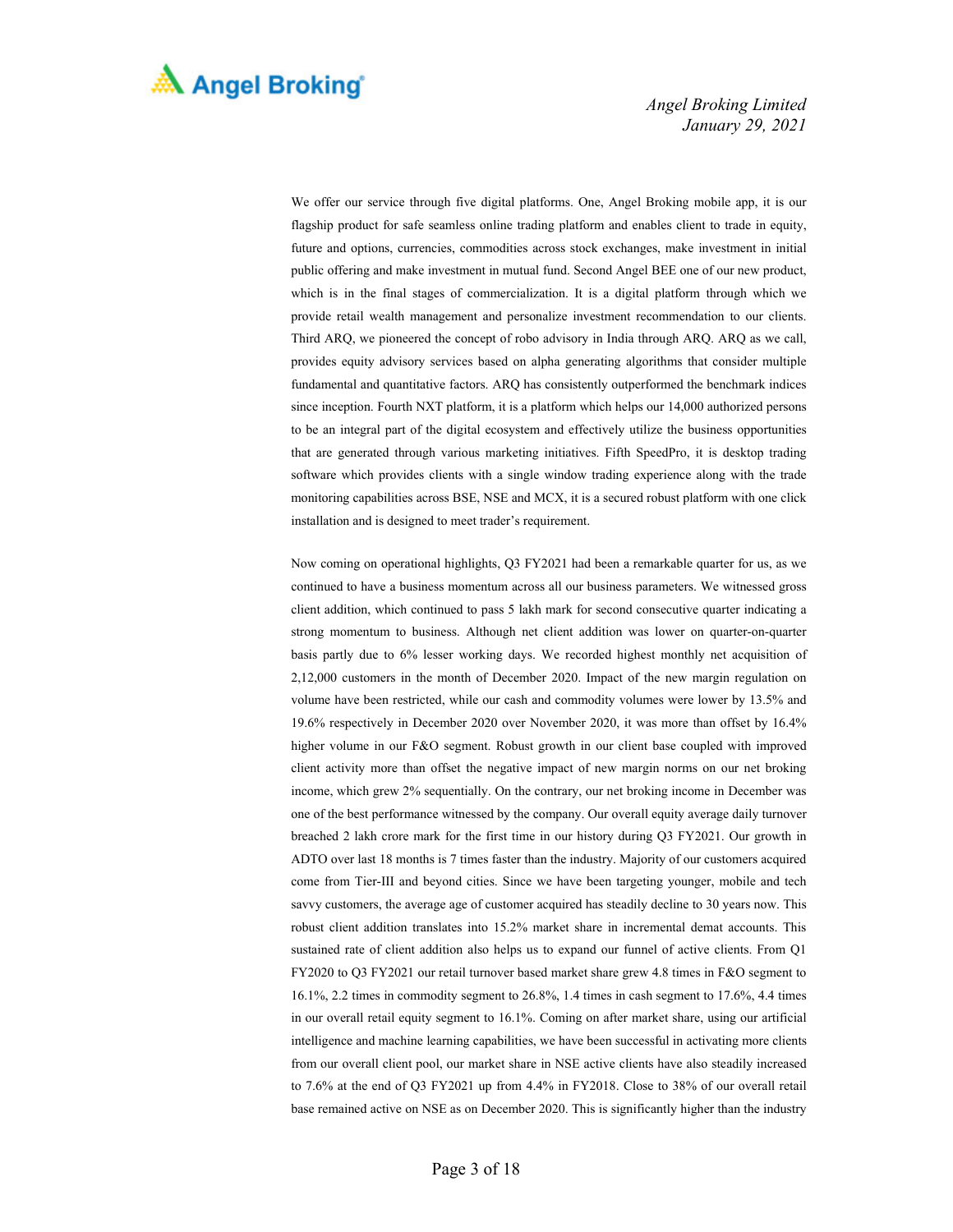We offer our service through five digital platforms. One, Angel Broking mobile app, it is our flagship product for safe seamless online trading platform and enables client to trade in equity, future and options, currencies, commodities across stock exchanges, make investment in initial public offering and make investment in mutual fund. Second Angel BEE one of our new product, which is in the final stages of commercialization. It is a digital platform through which we provide retail wealth management and personalize investment recommendation to our clients. Third ARQ, we pioneered the concept of robo advisory in India through ARQ. ARQ as we call, provides equity advisory services based on alpha generating algorithms that consider multiple fundamental and quantitative factors. ARQ has consistently outperformed the benchmark indices since inception. Fourth NXT platform, it is a platform which helps our 14,000 authorized persons to be an integral part of the digital ecosystem and effectively utilize the business opportunities that are generated through various marketing initiatives. Fifth SpeedPro, it is desktop trading software which provides clients with a single window trading experience along with the trade monitoring capabilities across BSE, NSE and MCX, it is a secured robust platform with one click installation and is designed to meet trader's requirement.

Now coming on operational highlights, Q3 FY2021 had been a remarkable quarter for us, as we continued to have a business momentum across all our business parameters. We witnessed gross client addition, which continued to pass 5 lakh mark for second consecutive quarter indicating a strong momentum to business. Although net client addition was lower on quarter-on-quarter basis partly due to 6% lesser working days. We recorded highest monthly net acquisition of 2,12,000 customers in the month of December 2020. Impact of the new margin regulation on volume have been restricted, while our cash and commodity volumes were lower by 13.5% and 19.6% respectively in December 2020 over November 2020, it was more than offset by 16.4% higher volume in our F&O segment. Robust growth in our client base coupled with improved client activity more than offset the negative impact of new margin norms on our net broking income, which grew 2% sequentially. On the contrary, our net broking income in December was one of the best performance witnessed by the company. Our overall equity average daily turnover breached 2 lakh crore mark for the first time in our history during Q3 FY2021. Our growth in ADTO over last 18 months is 7 times faster than the industry. Majority of our customers acquired come from Tier-III and beyond cities. Since we have been targeting younger, mobile and tech savvy customers, the average age of customer acquired has steadily decline to 30 years now. This robust client addition translates into 15.2% market share in incremental demat accounts. This sustained rate of client addition also helps us to expand our funnel of active clients. From Q1 FY2020 to Q3 FY2021 our retail turnover based market share grew 4.8 times in F&O segment to 16.1%, 2.2 times in commodity segment to 26.8%, 1.4 times in cash segment to 17.6%, 4.4 times in our overall retail equity segment to 16.1%. Coming on after market share, using our artificial intelligence and machine learning capabilities, we have been successful in activating more clients from our overall client pool, our market share in NSE active clients have also steadily increased to 7.6% at the end of Q3 FY2021 up from 4.4% in FY2018. Close to 38% of our overall retail base remained active on NSE as on December 2020. This is significantly higher than the industry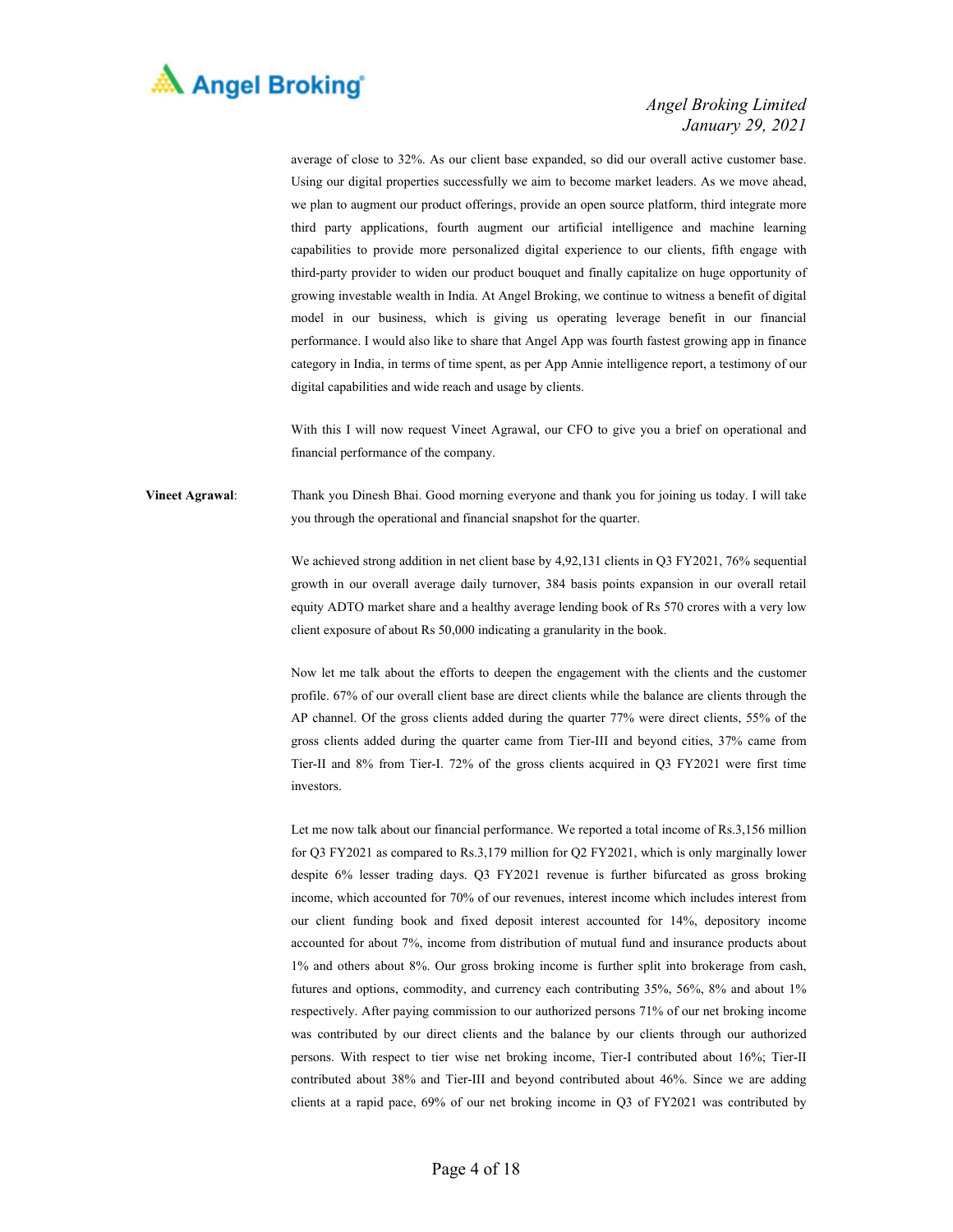average of close to 32%. As our client base expanded, so did our overall active customer base. Using our digital properties successfully we aim to become market leaders. As we move ahead, we plan to augment our product offerings, provide an open source platform, third integrate more third party applications, fourth augment our artificial intelligence and machine learning capabilities to provide more personalized digital experience to our clients, fifth engage with third-party provider to widen our product bouquet and finally capitalize on huge opportunity of growing investable wealth in India. At Angel Broking, we continue to witness a benefit of digital model in our business, which is giving us operating leverage benefit in our financial performance. I would also like to share that Angel App was fourth fastest growing app in finance category in India, in terms of time spent, as per App Annie intelligence report, a testimony of our digital capabilities and wide reach and usage by clients.

With this I will now request Vineet Agrawal, our CFO to give you a brief on operational and financial performance of the company.

**Vineet Agrawal**: Thank you Dinesh Bhai. Good morning everyone and thank you for joining us today. I will take you through the operational and financial snapshot for the quarter.

We achieved strong addition in net client base by 4,92,131 clients in Q3 FY2021, 76% sequential growth in our overall average daily turnover, 384 basis points expansion in our overall retail equity ADTO market share and a healthy average lending book of Rs 570 crores with a very low client exposure of about Rs 50,000 indicating a granularity in the book.

Now let me talk about the efforts to deepen the engagement with the clients and the customer profile. 67% of our overall client base are direct clients while the balance are clients through the AP channel. Of the gross clients added during the quarter 77% were direct clients, 55% of the gross clients added during the quarter came from Tier-III and beyond cities, 37% came from Tier-II and 8% from Tier-I. 72% of the gross clients acquired in Q3 FY2021 were first time investors.

Let me now talk about our financial performance. We reported a total income of Rs.3,156 million for Q3 FY2021 as compared to Rs.3,179 million for Q2 FY2021, which is only marginally lower despite 6% lesser trading days. Q3 FY2021 revenue is further bifurcated as gross broking income, which accounted for 70% of our revenues, interest income which includes interest from our client funding book and fixed deposit interest accounted for 14%, depository income accounted for about 7%, income from distribution of mutual fund and insurance products about 1% and others about 8%. Our gross broking income is further split into brokerage from cash, futures and options, commodity, and currency each contributing 35%, 56%, 8% and about 1% respectively. After paying commission to our authorized persons 71% of our net broking income was contributed by our direct clients and the balance by our clients through our authorized persons. With respect to tier wise net broking income, Tier-I contributed about 16%; Tier-II contributed about 38% and Tier-III and beyond contributed about 46%. Since we are adding clients at a rapid pace, 69% of our net broking income in Q3 of FY2021 was contributed by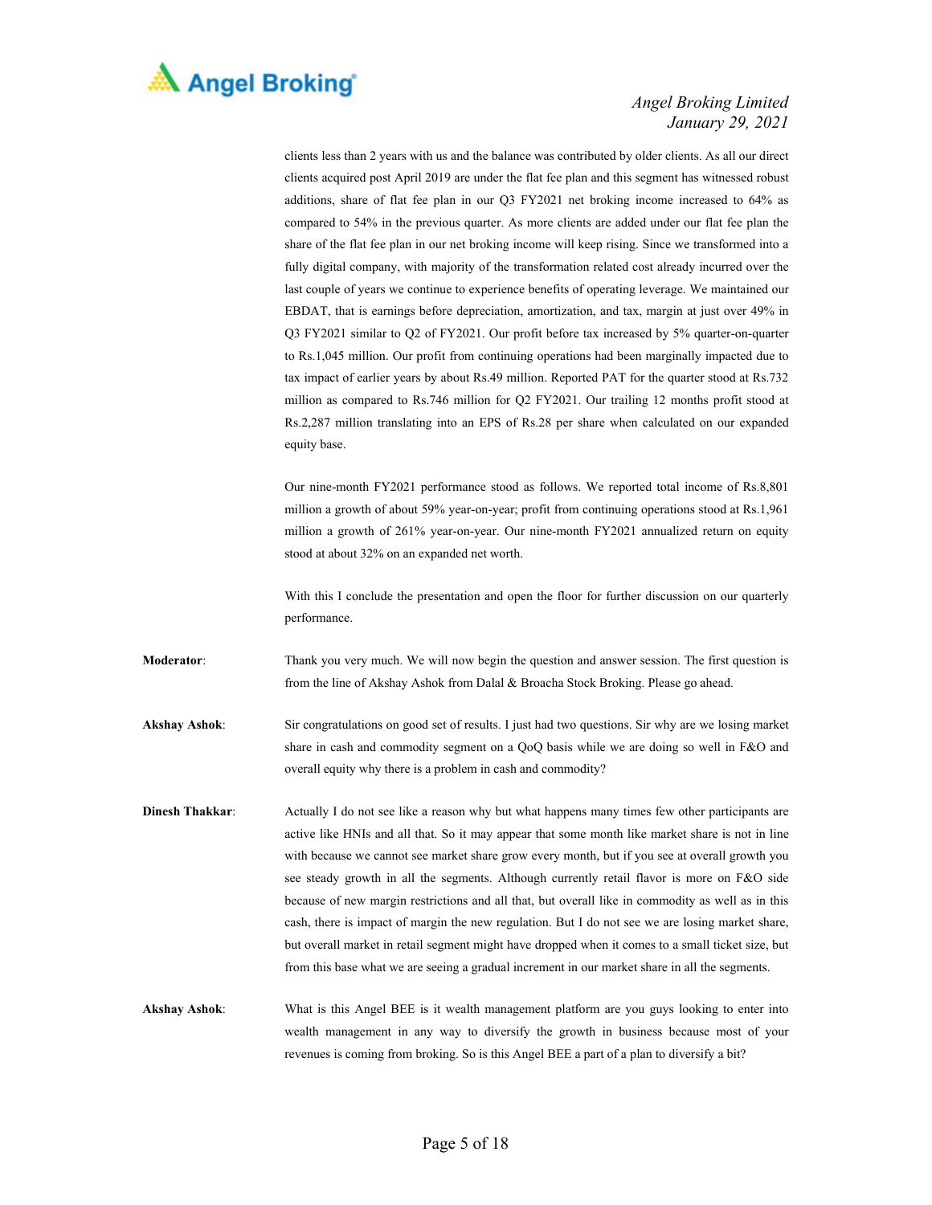clients less than 2 years with us and the balance was contributed by older clients. As all our direct clients acquired post April 2019 are under the flat fee plan and this segment has witnessed robust additions, share of flat fee plan in our Q3 FY2021 net broking income increased to 64% as compared to 54% in the previous quarter. As more clients are added under our flat fee plan the share of the flat fee plan in our net broking income will keep rising. Since we transformed into a fully digital company, with majority of the transformation related cost already incurred over the last couple of years we continue to experience benefits of operating leverage. We maintained our EBDAT, that is earnings before depreciation, amortization, and tax, margin at just over 49% in Q3 FY2021 similar to Q2 of FY2021. Our profit before tax increased by 5% quarter-on-quarter to Rs.1,045 million. Our profit from continuing operations had been marginally impacted due to tax impact of earlier years by about Rs.49 million. Reported PAT for the quarter stood at Rs.732 million as compared to Rs.746 million for Q2 FY2021. Our trailing 12 months profit stood at Rs.2,287 million translating into an EPS of Rs.28 per share when calculated on our expanded equity base.

Our nine-month FY2021 performance stood as follows. We reported total income of Rs.8,801 million a growth of about 59% year-on-year; profit from continuing operations stood at Rs.1,961 million a growth of 261% year-on-year. Our nine-month FY2021 annualized return on equity stood at about 32% on an expanded net worth.

With this I conclude the presentation and open the floor for further discussion on our quarterly performance.

**Moderator**: Thank you very much. We will now begin the question and answer session. The first question is from the line of Akshay Ashok from Dalal & Broacha Stock Broking. Please go ahead.

**Akshay Ashok**: Sir congratulations on good set of results. I just had two questions. Sir why are we losing market share in cash and commodity segment on a QoQ basis while we are doing so well in F&O and overall equity why there is a problem in cash and commodity?

**Dinesh Thakkar**: Actually I do not see like a reason why but what happens many times few other participants are active like HNIs and all that. So it may appear that some month like market share is not in line with because we cannot see market share grow every month, but if you see at overall growth you see steady growth in all the segments. Although currently retail flavor is more on F&O side because of new margin restrictions and all that, but overall like in commodity as well as in this cash, there is impact of margin the new regulation. But I do not see we are losing market share, but overall market in retail segment might have dropped when it comes to a small ticket size, but from this base what we are seeing a gradual increment in our market share in all the segments.

**Akshay Ashok**: What is this Angel BEE is it wealth management platform are you guys looking to enter into wealth management in any way to diversify the growth in business because most of your revenues is coming from broking. So is this Angel BEE a part of a plan to diversify a bit?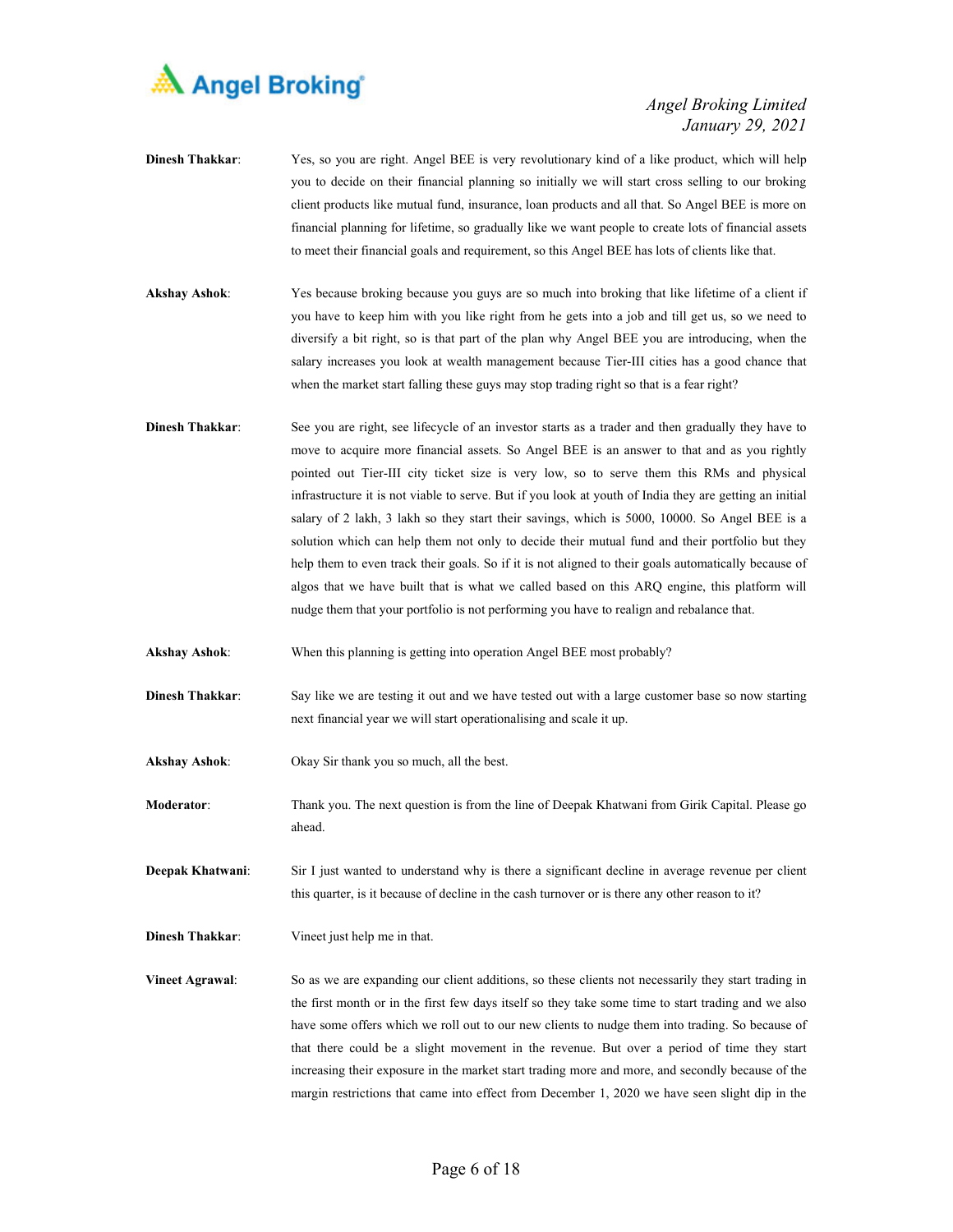**Dinesh Thakkar**: Yes, so you are right. Angel BEE is very revolutionary kind of a like product, which will help you to decide on their financial planning so initially we will start cross selling to our broking client products like mutual fund, insurance, loan products and all that. So Angel BEE is more on financial planning for lifetime, so gradually like we want people to create lots of financial assets to meet their financial goals and requirement, so this Angel BEE has lots of clients like that.

**Akshay Ashok**: Yes because broking because you guys are so much into broking that like lifetime of a client if you have to keep him with you like right from he gets into a job and till get us, so we need to diversify a bit right, so is that part of the plan why Angel BEE you are introducing, when the salary increases you look at wealth management because Tier-III cities has a good chance that when the market start falling these guys may stop trading right so that is a fear right?

**Dinesh Thakkar**: See you are right, see lifecycle of an investor starts as a trader and then gradually they have to move to acquire more financial assets. So Angel BEE is an answer to that and as you rightly pointed out Tier-III city ticket size is very low, so to serve them this RMs and physical infrastructure it is not viable to serve. But if you look at youth of India they are getting an initial salary of 2 lakh, 3 lakh so they start their savings, which is 5000, 10000. So Angel BEE is a solution which can help them not only to decide their mutual fund and their portfolio but they help them to even track their goals. So if it is not aligned to their goals automatically because of algos that we have built that is what we called based on this ARQ engine, this platform will nudge them that your portfolio is not performing you have to realign and rebalance that.

**Akshay Ashok**: When this planning is getting into operation Angel BEE most probably?

**Dinesh Thakkar**: Say like we are testing it out and we have tested out with a large customer base so now starting next financial year we will start operationalising and scale it up.

**Akshay Ashok**: Okay Sir thank you so much, all the best.

**Moderator**: Thank you. The next question is from the line of Deepak Khatwani from Girik Capital. Please go ahead.

**Deepak Khatwani**: Sir I just wanted to understand why is there a significant decline in average revenue per client this quarter, is it because of decline in the cash turnover or is there any other reason to it?

**Dinesh Thakkar**: Vineet just help me in that.

**Vineet Agrawal**: So as we are expanding our client additions, so these clients not necessarily they start trading in the first month or in the first few days itself so they take some time to start trading and we also have some offers which we roll out to our new clients to nudge them into trading. So because of that there could be a slight movement in the revenue. But over a period of time they start increasing their exposure in the market start trading more and more, and secondly because of the margin restrictions that came into effect from December 1, 2020 we have seen slight dip in the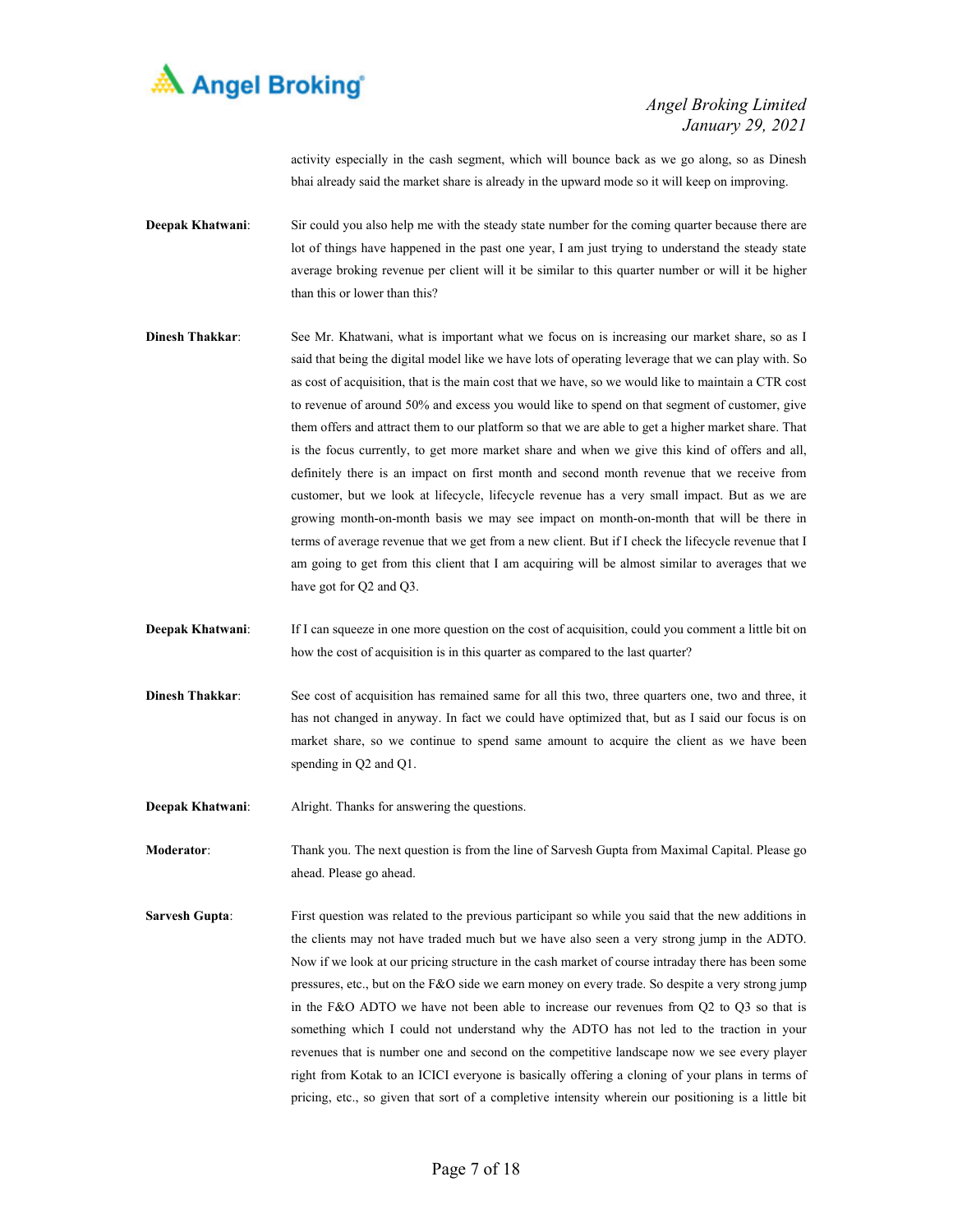activity especially in the cash segment, which will bounce back as we go along, so as Dinesh bhai already said the market share is already in the upward mode so it will keep on improving.

**Deepak Khatwani**: Sir could you also help me with the steady state number for the coming quarter because there are lot of things have happened in the past one year, I am just trying to understand the steady state average broking revenue per client will it be similar to this quarter number or will it be higher than this or lower than this?

**Dinesh Thakkar**: See Mr. Khatwani, what is important what we focus on is increasing our market share, so as I said that being the digital model like we have lots of operating leverage that we can play with. So as cost of acquisition, that is the main cost that we have, so we would like to maintain a CTR cost to revenue of around 50% and excess you would like to spend on that segment of customer, give them offers and attract them to our platform so that we are able to get a higher market share. That is the focus currently, to get more market share and when we give this kind of offers and all, definitely there is an impact on first month and second month revenue that we receive from customer, but we look at lifecycle, lifecycle revenue has a very small impact. But as we are growing month-on-month basis we may see impact on month-on-month that will be there in terms of average revenue that we get from a new client. But if I check the lifecycle revenue that I am going to get from this client that I am acquiring will be almost similar to averages that we have got for Q2 and Q3.

**Deepak Khatwani**: If I can squeeze in one more question on the cost of acquisition, could you comment a little bit on how the cost of acquisition is in this quarter as compared to the last quarter?

**Dinesh Thakkar**: See cost of acquisition has remained same for all this two, three quarters one, two and three, it has not changed in anyway. In fact we could have optimized that, but as I said our focus is on market share, so we continue to spend same amount to acquire the client as we have been spending in Q2 and Q1.

**Deepak Khatwani**: Alright. Thanks for answering the questions.

**Moderator**: Thank you. The next question is from the line of Sarvesh Gupta from Maximal Capital. Please go ahead. Please go ahead.

**Sarvesh Gupta**: First question was related to the previous participant so while you said that the new additions in the clients may not have traded much but we have also seen a very strong jump in the ADTO. Now if we look at our pricing structure in the cash market of course intraday there has been some pressures, etc., but on the F&O side we earn money on every trade. So despite a very strong jump in the F&O ADTO we have not been able to increase our revenues from Q2 to Q3 so that is something which I could not understand why the ADTO has not led to the traction in your revenues that is number one and second on the competitive landscape now we see every player right from Kotak to an ICICI everyone is basically offering a cloning of your plans in terms of pricing, etc., so given that sort of a completive intensity wherein our positioning is a little bit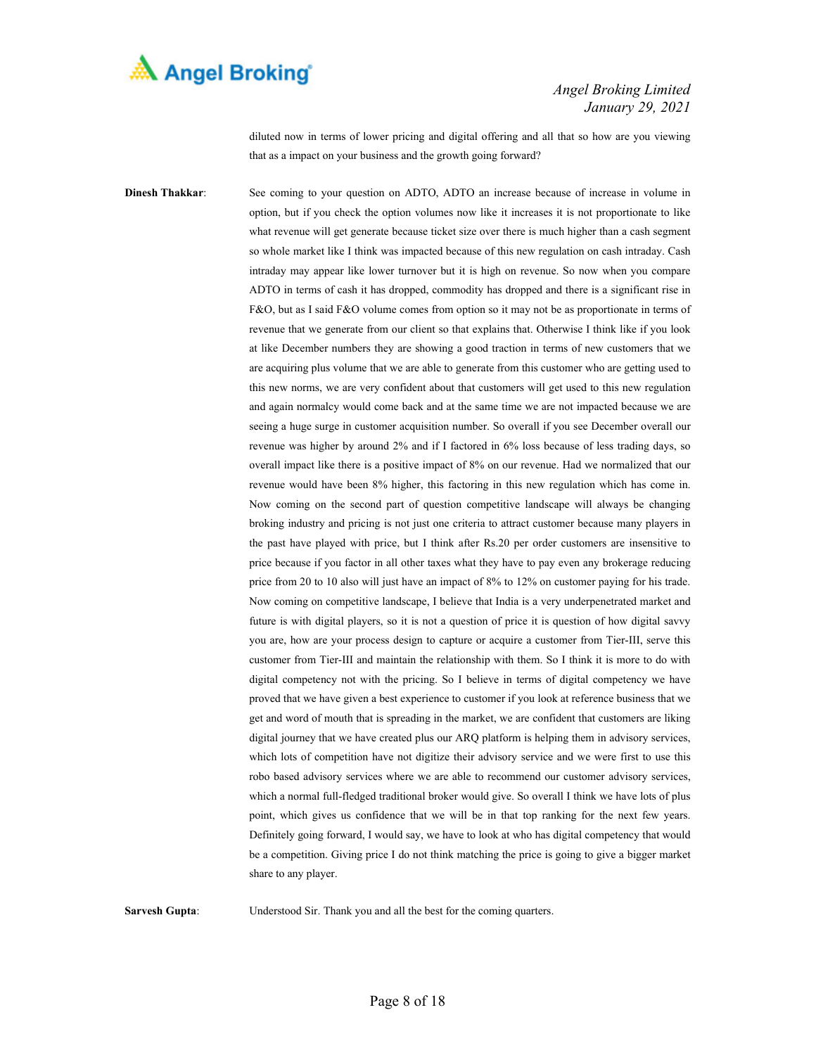diluted now in terms of lower pricing and digital offering and all that so how are you viewing that as a impact on your business and the growth going forward?

**Dinesh Thakkar**: See coming to your question on ADTO, ADTO an increase because of increase in volume in option, but if you check the option volumes now like it increases it is not proportionate to like what revenue will get generate because ticket size over there is much higher than a cash segment so whole market like I think was impacted because of this new regulation on cash intraday. Cash intraday may appear like lower turnover but it is high on revenue. So now when you compare ADTO in terms of cash it has dropped, commodity has dropped and there is a significant rise in F&O, but as I said F&O volume comes from option so it may not be as proportionate in terms of revenue that we generate from our client so that explains that. Otherwise I think like if you look at like December numbers they are showing a good traction in terms of new customers that we are acquiring plus volume that we are able to generate from this customer who are getting used to this new norms, we are very confident about that customers will get used to this new regulation and again normalcy would come back and at the same time we are not impacted because we are seeing a huge surge in customer acquisition number. So overall if you see December overall our revenue was higher by around 2% and if I factored in 6% loss because of less trading days, so overall impact like there is a positive impact of 8% on our revenue. Had we normalized that our revenue would have been 8% higher, this factoring in this new regulation which has come in. Now coming on the second part of question competitive landscape will always be changing broking industry and pricing is not just one criteria to attract customer because many players in the past have played with price, but I think after Rs.20 per order customers are insensitive to price because if you factor in all other taxes what they have to pay even any brokerage reducing price from 20 to 10 also will just have an impact of 8% to 12% on customer paying for his trade. Now coming on competitive landscape, I believe that India is a very underpenetrated market and future is with digital players, so it is not a question of price it is question of how digital savvy you are, how are your process design to capture or acquire a customer from Tier-III, serve this customer from Tier-III and maintain the relationship with them. So I think it is more to do with digital competency not with the pricing. So I believe in terms of digital competency we have proved that we have given a best experience to customer if you look at reference business that we get and word of mouth that is spreading in the market, we are confident that customers are liking digital journey that we have created plus our ARQ platform is helping them in advisory services, which lots of competition have not digitize their advisory service and we were first to use this robo based advisory services where we are able to recommend our customer advisory services, which a normal full-fledged traditional broker would give. So overall I think we have lots of plus point, which gives us confidence that we will be in that top ranking for the next few years. Definitely going forward, I would say, we have to look at who has digital competency that would be a competition. Giving price I do not think matching the price is going to give a bigger market share to any player.

**Sarvesh Gupta**: Understood Sir. Thank you and all the best for the coming quarters.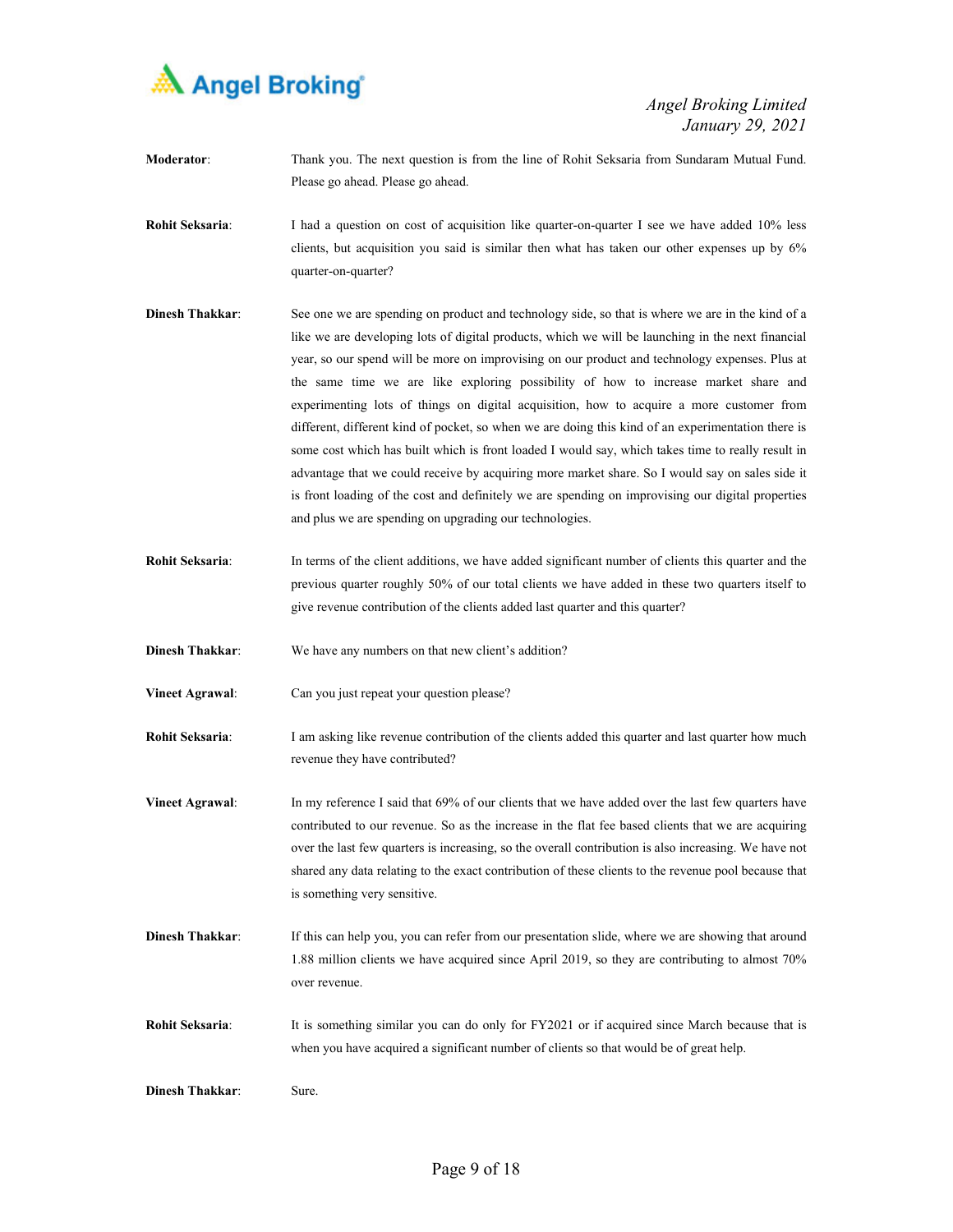**Moderator**: Thank you. The next question is from the line of Rohit Seksaria from Sundaram Mutual Fund. Please go ahead. Please go ahead.

**Rohit Seksaria**: I had a question on cost of acquisition like quarter-on-quarter I see we have added 10% less clients, but acquisition you said is similar then what has taken our other expenses up by 6% quarter-on-quarter?

**Dinesh Thakkar**: See one we are spending on product and technology side, so that is where we are in the kind of a like we are developing lots of digital products, which we will be launching in the next financial year, so our spend will be more on improvising on our product and technology expenses. Plus at the same time we are like exploring possibility of how to increase market share and experimenting lots of things on digital acquisition, how to acquire a more customer from different, different kind of pocket, so when we are doing this kind of an experimentation there is some cost which has built which is front loaded I would say, which takes time to really result in advantage that we could receive by acquiring more market share. So I would say on sales side it is front loading of the cost and definitely we are spending on improving our digital properties and plus we are spending on upgrading our technologies.

**Rohit Seksaria**: In terms of the client additions, we have added significant number of clients this quarter and the previous quarter roughly 50% of our total clients we have added in these two quarters itself to give revenue contribution of the clients added last quarter and this quarter?

**Dinesh Thakkar**: We have any numbers on that new client's addition?

**Vineet Agrawal**: Can you just repeat your question please?

**Rohit Seksaria**: I am asking like revenue contribution of the clients added this quarter and last quarter how much revenue they have contributed?

**Vineet Agrawal**: In my reference I said that 69% of our clients that we have added over the last few quarters have contributed to our revenue. So as the increase in the flat fee based clients that we are acquiring over the last few quarters is increasing, so the overall contribution is also increasing. We have not shared any data relating to the exact contribution of these clients to the revenue pool because that is something very sensitive.

**Dinesh Thakkar**: If this can help you, you can refer from our presentation slide, where we are showing that around 1.88 million clients we have acquired since April 2019, so they are contributing to almost 70% over revenue.

**Rohit Seksaria**: It is something similar you can do only for FY2021 or if acquired since March because that is when you have acquired a significant number of clients so that would be of great help.

**Dinesh Thakkar**: Sure.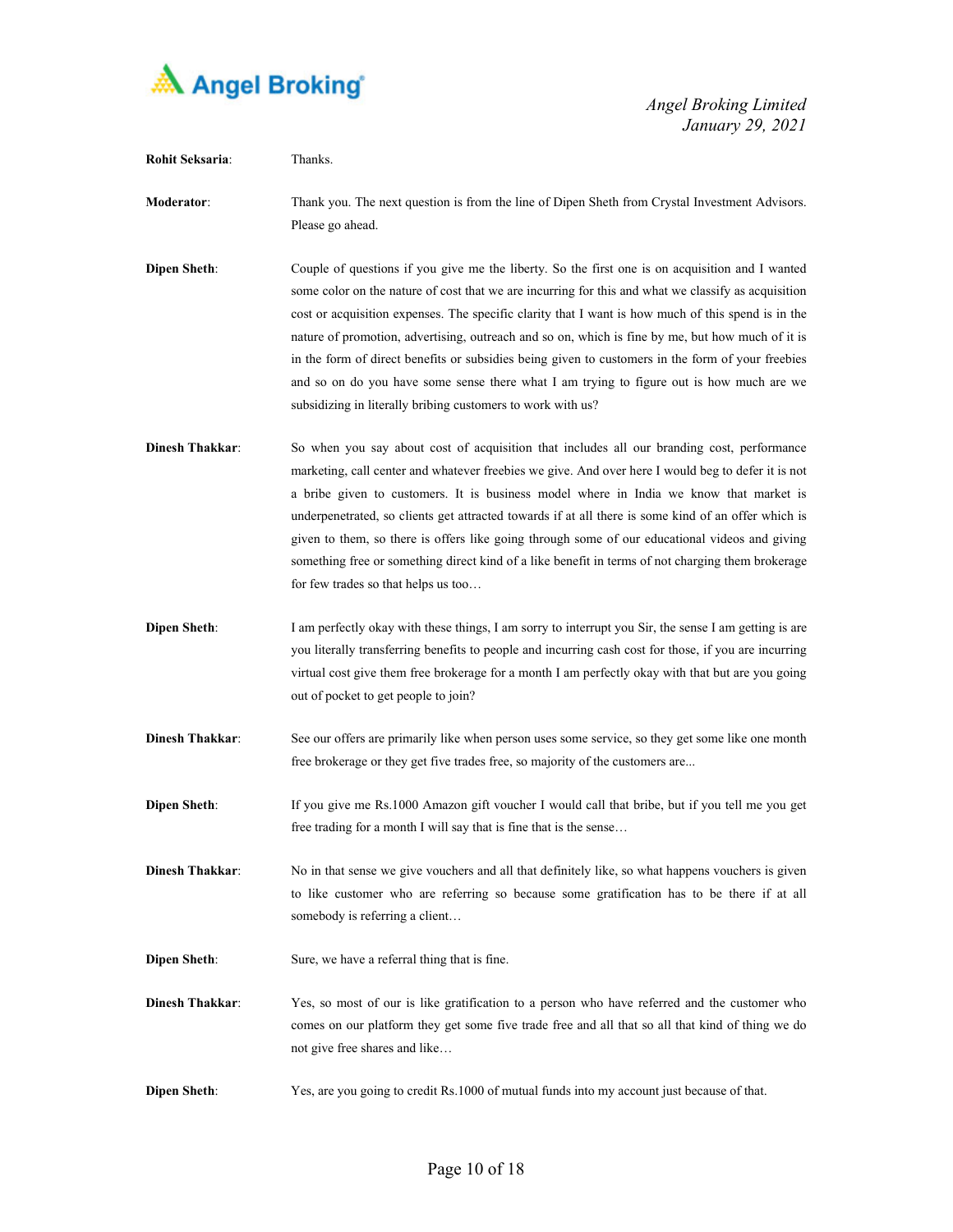**Rohit Seksaria**: Thanks.

**Moderator**: Thank you. The next question is from the line of Dipen Sheth from Crystal Investment Advisors. Please go ahead.

**Dipen Sheth**: Couple of questions if you give me the liberty. So the first one is on acquisition and I wanted some color on the nature of cost that we are incurring for this and what we classify as acquisition cost or acquisition expenses. The specific clarity that I want is how much of this spend is in the nature of promotion, advertising, outreach and so on, which is fine by me, but how much of it is in the form of direct benefits or subsidies being given to customers in the form of your freebies and so on do you have some sense there what I am trying to figure out is how much are we subsidizing in literally bribing customers to work with us?

**Dinesh Thakkar**: So when you say about cost of acquisition that includes all our branding cost, performance marketing, call center and whatever freebies we give. And over here I would beg to defer it is not a bribe given to customers. It is business model where in India we know that market is underpenetrated, so clients get attracted towards if at all there is some kind of an offer which is given to them, so there is offers like going through some of our educational videos and giving something free or something direct kind of a like benefit in terms of not charging them brokerage for few trades so that helps us too…

**Dipen Sheth**: I am perfectly okay with these things, I am sorry to interrupt you Sir, the sense I am getting is are you literally transferring benefits to people and incurring cash cost for those, if you are incurring virtual cost give them free brokerage for a month I am perfectly okay with that but are you going out of pocket to get people to join?

**Dinesh Thakkar**: See our offers are primarily like when person uses some service, so they get some like one month free brokerage or they get five trades free, so majority of the customers are...

**Dipen Sheth**: If you give me Rs.1000 Amazon gift voucher I would call that bribe, but if you tell me you get free trading for a month I will say that is fine that is the sense…

**Dinesh Thakkar**: No in that sense we give vouchers and all that definitely like, so what happens vouchers is given to like customer who are referring so because some gratification has to be there if at all somebody is referring a client…

**Dipen Sheth**: Sure, we have a referral thing that is fine.

**Dinesh Thakkar**: Yes, so most of our is like gratification to a person who have referred and the customer who comes on our platform they get some five trade free and all that so all that kind of thing we do not give free shares and like…

**Dipen Sheth**: Yes, are you going to credit Rs.1000 of mutual funds into my account just because of that.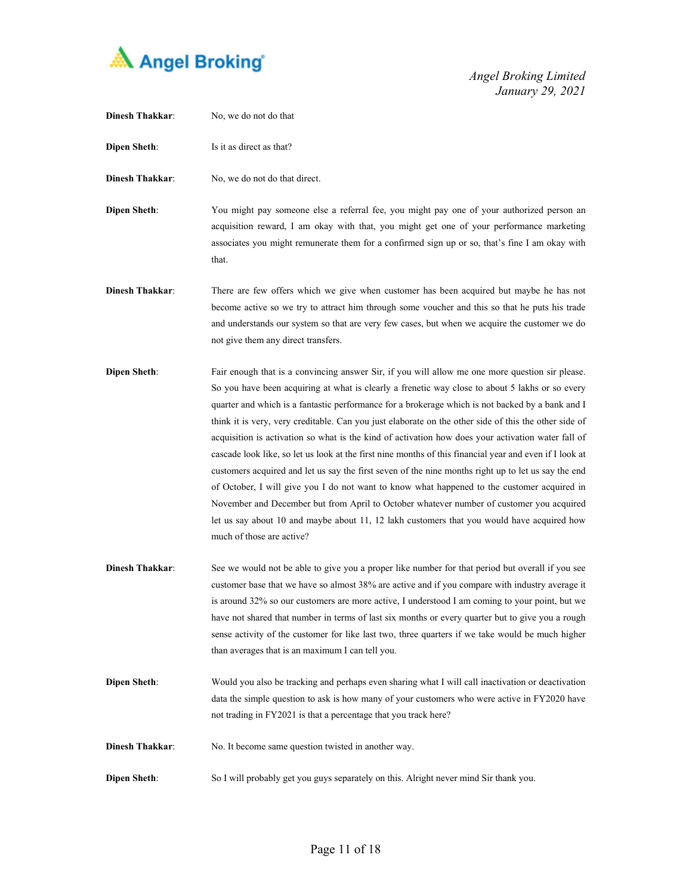**Dinesh Thakkar**: No, we do not do that

**Dipen Sheth**: Is it as direct as that?

**Dinesh Thakkar**: No, we do not do that direct.

**Dipen Sheth**: You might pay someone else a referral fee, you might pay one of your authorized person an acquisition reward, I am okay with that, you might get one of your performance marketing associates you might remunerate them for a confirmed sign up or so, that's fine I am okay with that.

**Dinesh Thakkar**: There are few offers which we give when customer has been acquired but maybe he has not become active so we try to attract him through some voucher and this so that he puts his trade and understands our system so that are very few cases, but when we acquire the customer we do not give them any direct transfers.

**Dipen Sheth**: Fair enough that is a convincing answer Sir, if you will allow me one more question sir please. So you have been acquiring at what is clearly a frenetic way close to about 5 lakhs or so every quarter and which is a fantastic performance for a brokerage which is not backed by a bank and I think it is very, very creditable. Can you just elaborate on the other side of this the other side of acquisition is activation so what is the kind of activation how does your activation water fall of cascade look like, so let us look at the first nine months of this financial year and even if I look at customers acquired and let us say the first seven of the nine months right up to let us say the end of October, I will give you I do not want to know what happened to the customer acquired in November and December but from April to October whatever number of customer you acquired let us say about 10 and maybe about 11, 12 lakh customers that you would have acquired how much of those are active?

**Dinesh Thakkar**: See we would not be able to give you a proper like number for that period but overall if you see customer base that we have so almost 38% are active and if you compare with industry average it is around 32% so our customers are more active, I understood I am coming to your point, but we have not shared that number in terms of last six months or every quarter but to give you a rough sense activity of the customer for like last two, three quarters if we take would be much higher than averages that is an maximum I can tell you.

**Dipen Sheth**: Would you also be tracking and perhaps even sharing what I will call inactivation or deactivation data the simple question to ask is how many of your customers who were active in FY2020 have not trading in FY2021 is that a percentage that you track here?

**Dinesh Thakkar**: No. It become same question twisted in another way.

**Dipen Sheth**: So I will probably get you guys separately on this. Alright never mind Sir thank you.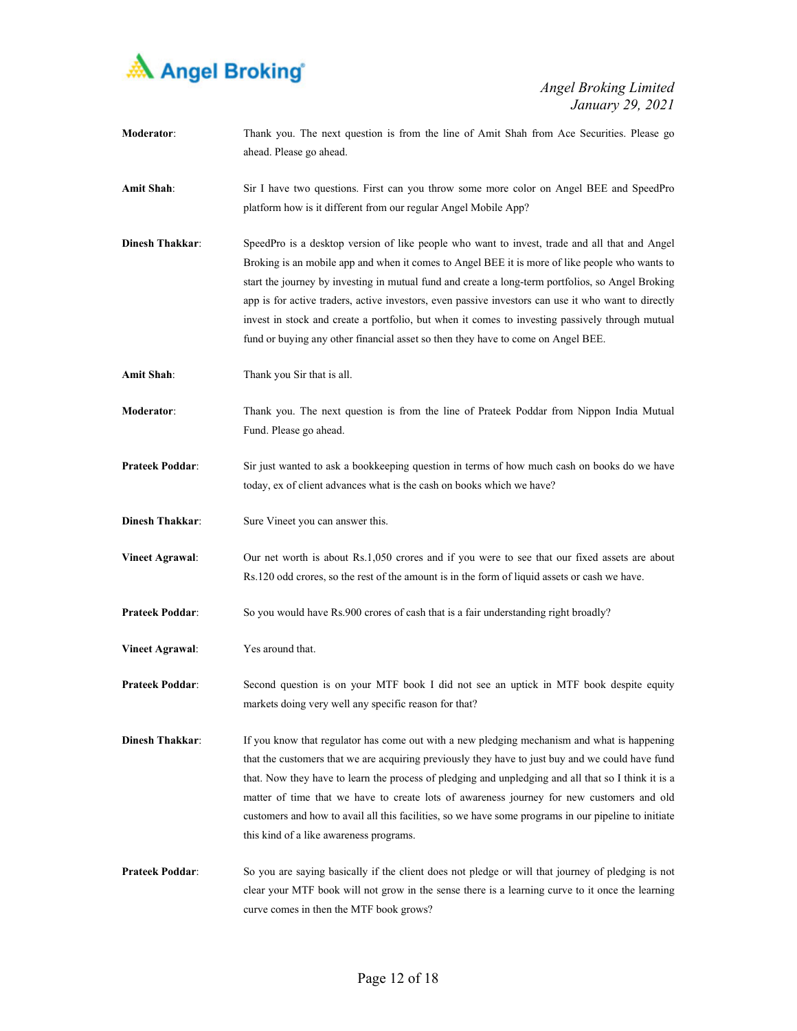**Moderator**: Thank you. The next question is from the line of Amit Shah from Ace Securities. Please go ahead. Please go ahead.

**Amit Shah**: Sir I have two questions. First can you throw some more color on Angel BEE and SpeedPro platform how is it different from our regular Angel Mobile App?

**Dinesh Thakkar**: SpeedPro is a desktop version of like people who want to invest, trade and all that and Angel Broking is an mobile app and when it comes to Angel BEE it is more of like people who wants to start the journey by investing in mutual fund and create a long-term portfolios, so Angel Broking app is for active traders, active investors, even passive investors can use it who want to directly invest in stock and create a portfolio, but when it comes to investing passively through mutual fund or buying any other financial asset so then they have to come on Angel BEE.

**Amit Shah**: Thank you Sir that is all.

**Moderator**: Thank you. The next question is from the line of Prateek Poddar from Nippon India Mutual Fund. Please go ahead.

**Prateek Poddar**: Sir just wanted to ask a bookkeeping question in terms of how much cash on books do we have today, ex of client advances what is the cash on books which we have?

**Dinesh Thakkar**: Sure Vineet you can answer this.

**Vineet Agrawal**: Our net worth is about Rs.1,050 crores and if you were to see that our fixed assets are about Rs.120 odd crores, so the rest of the amount is in the form of liquid assets or cash we have.

**Prateek Poddar**: So you would have Rs.900 crores of cash that is a fair understanding right broadly?

**Vineet Agrawal**: Yes around that.

**Prateek Poddar**: Second question is on your MTF book I did not see an uptick in MTF book despite equity markets doing very well any specific reason for that?

**Dinesh Thakkar**: If you know that regulator has come out with a new pledging mechanism and what is happening that the customers that we are acquiring previously they have to just buy and we could have fund that. Now they have to learn the process of pledging and unpledging and all that so I think it is a matter of time that we have to create lots of awareness journey for new customers and old customers and how to avail all this facilities, so we have some programs in our pipeline to initiate this kind of a like awareness programs.

**Prateek Poddar**: So you are saying basically if the client does not pledge or will that journey of pledging is not clear your MTF book will not grow in the sense there is a learning curve to it once the learning curve comes in then the MTF book grows?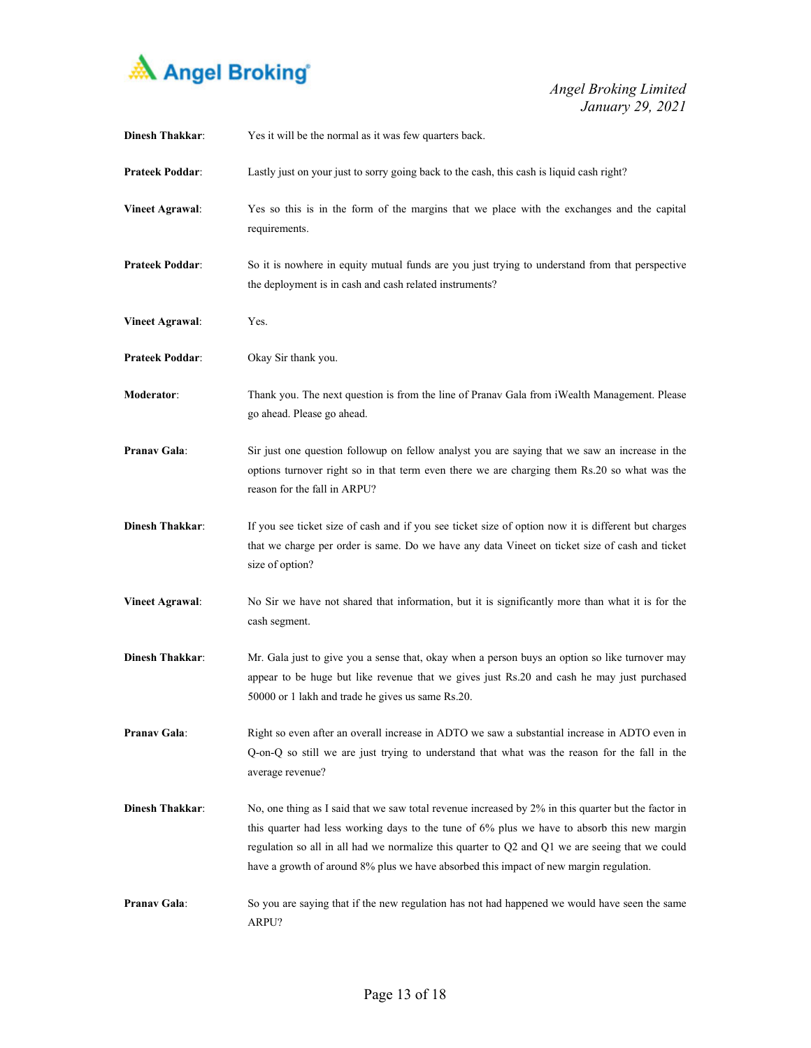**Dinesh Thakkar**: Yes it will be the normal as it was few quarters back.

**Prateek Poddar**: Lastly just on your just to sorry going back to the cash, this cash is liquid cash right?

**Vineet Agrawal**: Yes so this is in the form of the margins that we place with the exchanges and the capital requirements.

**Prateek Poddar**: So it is nowhere in equity mutual funds are you just trying to understand from that perspective the deployment is in cash and cash related instruments?

**Vineet Agrawal**: Yes.

**Prateek Poddar**: Okay Sir thank you.

**Moderator**: Thank you. The next question is from the line of Pranav Gala from iWealth Management. Please go ahead. Please go ahead.

**Pranav Gala**: Sir just one question followup on fellow analyst you are saying that we saw an increase in the options turnover right so in that term even there we are charging them Rs.20 so what was the reason for the fall in ARPU?

**Dinesh Thakkar**: If you see ticket size of cash and if you see ticket size of option now it is different but charges that we charge per order is same. Do we have any data Vineet on ticket size of cash and ticket size of option?

**Vineet Agrawal**: No Sir we have not shared that information, but it is significantly more than what it is for the cash segment.

**Dinesh Thakkar**: Mr. Gala just to give you a sense that, okay when a person buys an option so like turnover may appear to be huge but like revenue that we gives just Rs.20 and cash he may just purchased 50000 or 1 lakh and trade he gives us same Rs.20.

**Pranav Gala**: Right so even after an overall increase in ADTO we saw a substantial increase in ADTO even in Q-on-Q so still we are just trying to understand that what was the reason for the fall in the average revenue?

**Dinesh Thakkar**: No, one thing as I said that we saw total revenue increased by 2% in this quarter but the factor in this quarter had less working days to the tune of 6% plus we have to absorb this new margin regulation so all in all had we normalize this quarter to Q2 and Q1 we are seeing that we could have a growth of around 8% plus we have absorbed this impact of new margin regulation.

**Pranav Gala**: So you are saying that if the new regulation has not had happened we would have seen the same ARPU?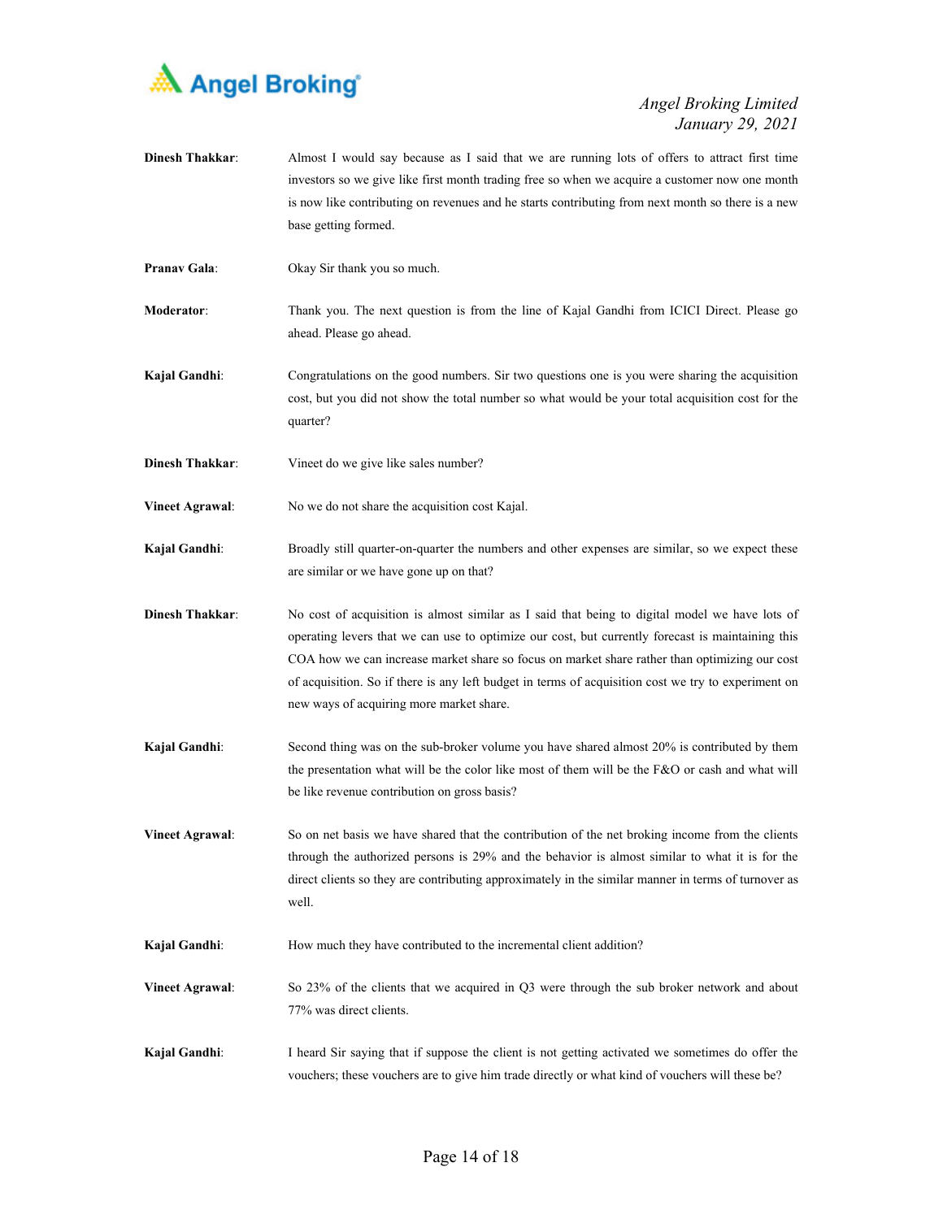**Dinesh Thakkar**: Almost I would say because as I said that we are running lots of offers to attract first time investors so we give like first month trading free so when we acquire a customer now one month is now like contributing on revenues and he starts contributing from next month so there is a new base getting formed.

**Pranav Gala**: Okay Sir thank you so much.

**Moderator**: Thank you. The next question is from the line of Kajal Gandhi from ICICI Direct. Please go ahead. Please go ahead.

**Kajal Gandhi**: Congratulations on the good numbers. Sir two questions one is you were sharing the acquisition cost, but you did not show the total number so what would be your total acquisition cost for the quarter?

**Dinesh Thakkar**: Vineet do we give like sales number?

**Vineet Agrawal**: No we do not share the acquisition cost Kajal.

**Kajal Gandhi**: Broadly still quarter-on-quarter the numbers and other expenses are similar, so we expect these are similar or we have gone up on that?

**Dinesh Thakkar**: No cost of acquisition is almost similar as I said that being to digital model we have lots of operating levers that we can use to optimize our cost, but currently forecast is maintaining this COA how we can increase market share so focus on market share rather than optimizing our cost of acquisition. So if there is any left budget in terms of acquisition cost we try to experiment on new ways of acquiring more market share.

**Kajal Gandhi**: Second thing was on the sub-broker volume you have shared almost 20% is contributed by them the presentation what will be the color like most of them will be the F&O or cash and what will be like revenue contribution on gross basis?

**Vineet Agrawal**: So on net basis we have shared that the contribution of the net broking income from the clients through the authorized persons is 29% and the behavior is almost similar to what it is for the direct clients so they are contributing approximately in the similar manner in terms of turnover as well.

**Kajal Gandhi**: How much they have contributed to the incremental client addition?

**Vineet Agrawal**: So 23% of the clients that we acquired in Q3 were through the sub broker network and about 77% was direct clients.

**Kajal Gandhi**: I heard Sir saying that if suppose the client is not getting activated we sometimes do offer the vouchers; these vouchers are to give him trade directly or what kind of vouchers will these be?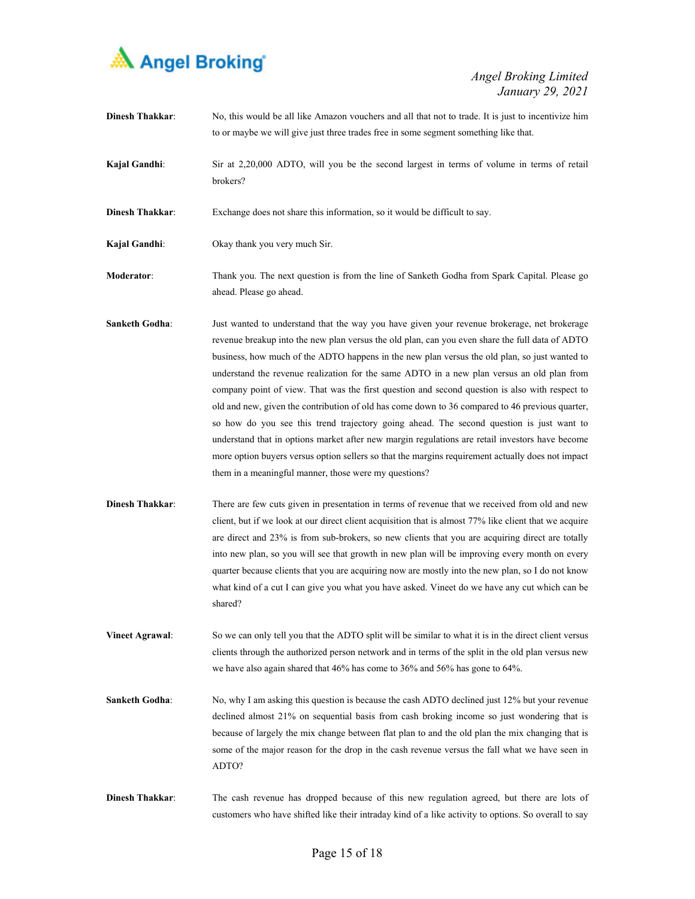**Dinesh Thakkar**: No, this would be all like Amazon vouchers and all that not to trade. It is just to incentivize him to or maybe we will give just three trades free in some segment something like that.

**Kajal Gandhi**: Sir at 2,20,000 ADTO, will you be the second largest in terms of volume in terms of retail brokers?

**Dinesh Thakkar**: Exchange does not share this information, so it would be difficult to say.

**Kajal Gandhi**: Okay thank you very much Sir.

**Moderator**: Thank you. The next question is from the line of Sanketh Godha from Spark Capital. Please go ahead. Please go ahead.

**Sanketh Godha**: Just wanted to understand that the way you have given your revenue brokerage, net brokerage revenue breakup into the new plan versus the old plan, can you even share the full data of ADTO business, how much of the ADTO happens in the new plan versus the old plan, so just wanted to understand the revenue realization for the same ADTO in a new plan versus an old plan from company point of view. That was the first question and second question is also with respect to old and new, given the contribution of old has come down to 36 compared to 46 previous quarter, so how do you see this trend trajectory going ahead. The second question is just want to understand that in options market after new margin regulations are retail investors have become more option buyers versus option sellers so that the margins requirement actually does not impact them in a meaningful manner, those were my questions?

**Dinesh Thakkar**: There are few cuts given in presentation in terms of revenue that we received from old and new client, but if we look at our direct client acquisition that is almost 77% like client that we acquire are direct and 23% is from sub-brokers, so new clients that you are acquiring direct are totally into new plan, so you will see that growth in new plan will be improving every month on every quarter because clients that you are acquiring now are mostly into the new plan, so I do not know what kind of a cut I can give you what you have asked. Vineet do we have any cut which can be shared?

**Vineet Agrawal**: So we can only tell you that the ADTO split will be similar to what it is in the direct client versus clients through the authorized person network and in terms of the split in the old plan versus new we have also again shared that 46% has come to 36% and 56% has gone to 64%.

**Sanketh Godha**: No, why I am asking this question is because the cash ADTO declined just 12% but your revenue declined almost 21% on sequential basis from cash broking income so just wondering that is because of largely the mix change between flat plan to and the old plan the mix changing that is some of the major reason for the drop in the cash revenue versus the fall what we have seen in ADTO?

**Dinesh Thakkar**: The cash revenue has dropped because of this new regulation agreed, but there are lots of customers who have shifted like their intraday kind of a like activity to options. So overall to say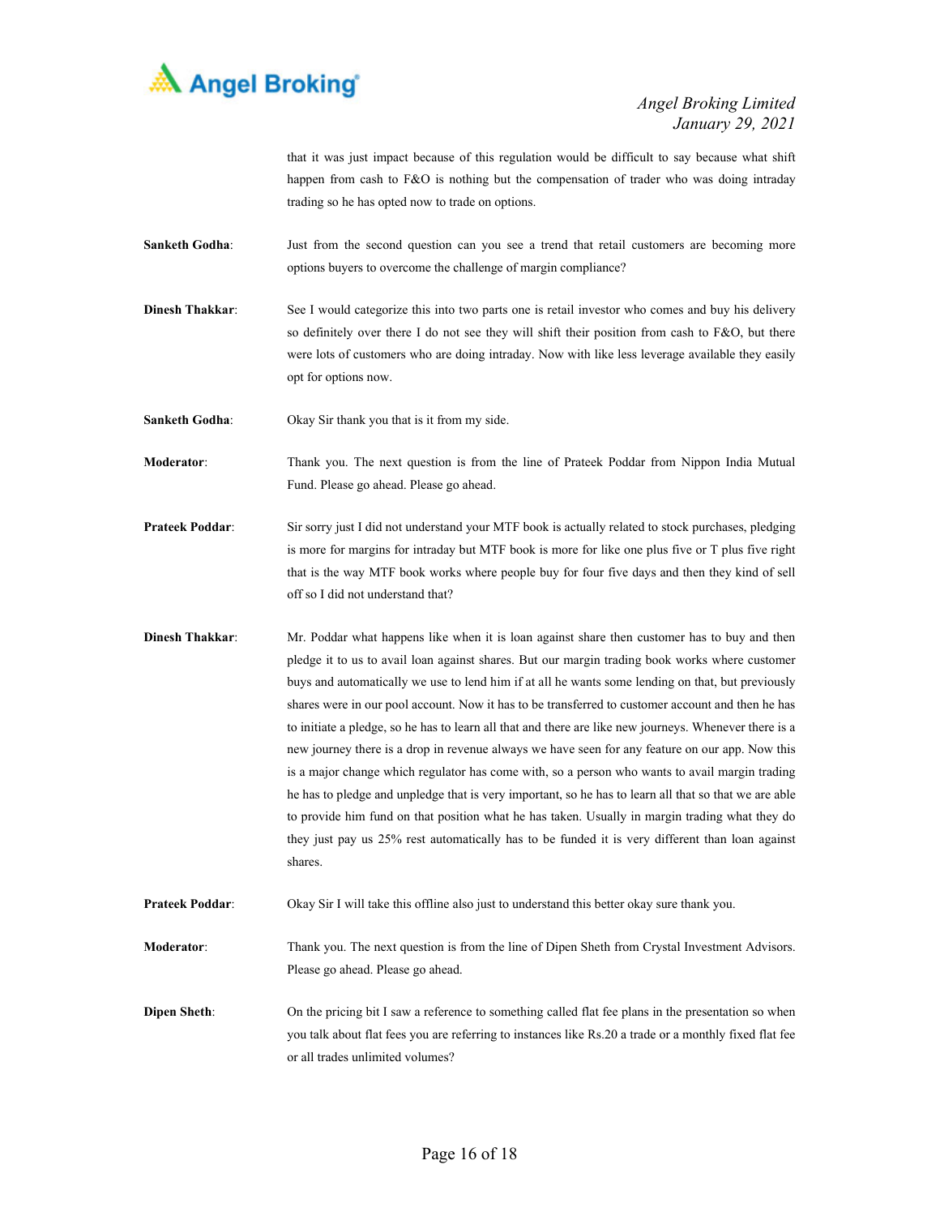that it was just impact because of this regulation would be difficult to say because what shift happen from cash to F&O is nothing but the compensation of trader who was doing intraday trading so he has opted now to trade on options.

**Sanketh Godha**: Just from the second question can you see a trend that retail customers are becoming more options buyers to overcome the challenge of margin compliance?

**Dinesh Thakkar**: See I would categorize this into two parts one is retail investor who comes and buy his delivery so definitely over there I do not see they will shift their position from cash to F&O, but there were lots of customers who are doing intraday. Now with like less leverage available they easily opt for options now.

**Sanketh Godha**: Okay Sir thank you that is it from my side.

**Moderator**: Thank you. The next question is from the line of Prateek Poddar from Nippon India Mutual Fund. Please go ahead. Please go ahead.

**Prateek Poddar**: Sir sorry just I did not understand your MTF book is actually related to stock purchases, pledging is more for margins for intraday but MTF book is more for like one plus five or T plus five right that is the way MTF book works where people buy for four five days and then they kind of sell off so I did not understand that?

**Dinesh Thakkar**: Mr. Poddar what happens like when it is loan against share then customer has to buy and then pledge it to us to avail loan against shares. But our margin trading book works where customer buys and automatically we use to lend him if at all he wants some lending on that, but previously shares were in our pool account. Now it has to be transferred to customer account and then he has to initiate a pledge, so he has to learn all that and there are like new journeys. Whenever there is a new journey there is a drop in revenue always we have seen for any feature on our app. Now this is a major change which regulator has come with, so a person who wants to avail margin trading he has to pledge and unpledge that is very important, so he has to learn all that so that we are able to provide him fund on that position what he has taken. Usually in margin trading what they do they just pay us 25% rest automatically has to be funded it is very different than loan against shares.

**Prateek Poddar**: Okay Sir I will take this offline also just to understand this better okay sure thank you.

**Moderator**: Thank you. The next question is from the line of Dipen Sheth from Crystal Investment Advisors. Please go ahead. Please go ahead.

**Dipen Sheth**: On the pricing bit I saw a reference to something called flat fee plans in the presentation so when you talk about flat fees you are referring to instances like Rs.20 a trade or a monthly fixed flat fee or all trades unlimited volumes?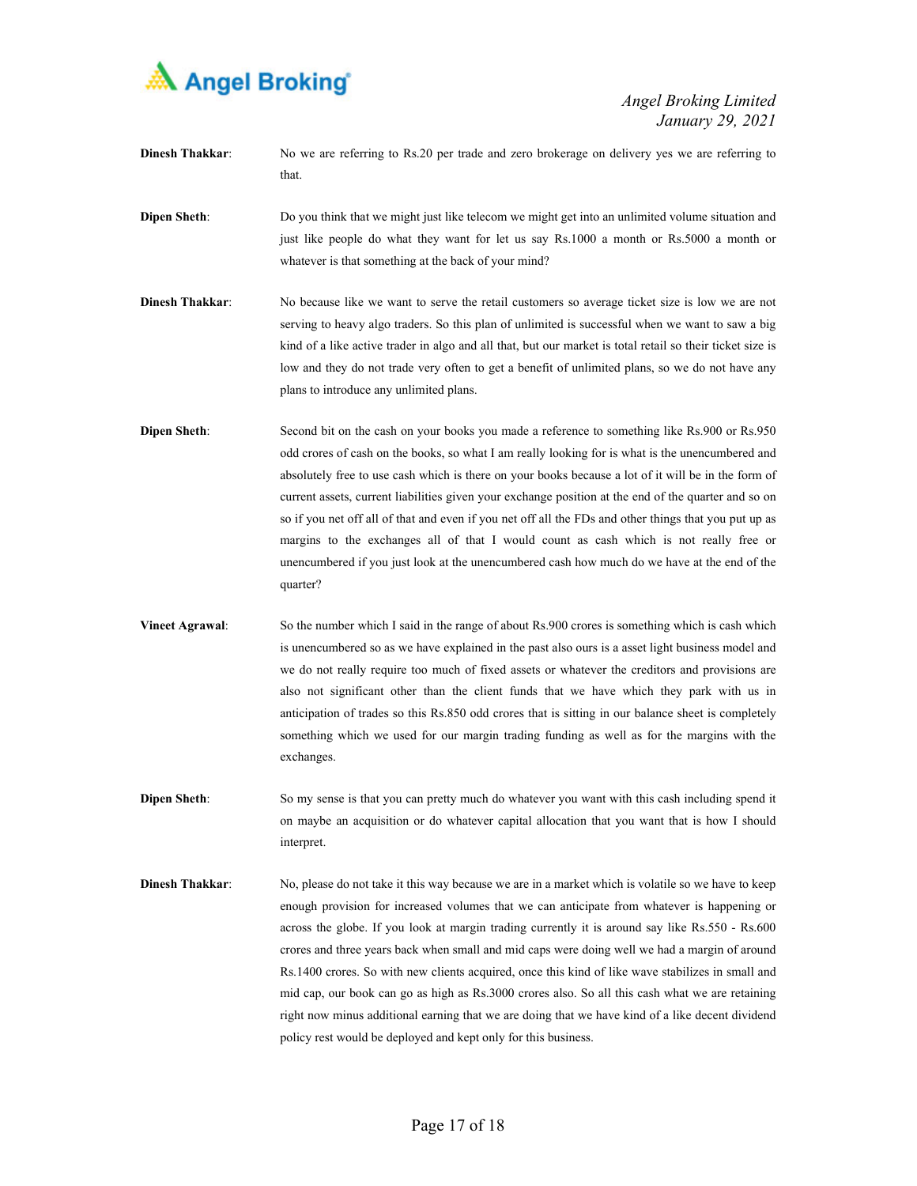**Dinesh Thakkar**: No we are referring to Rs.20 per trade and zero brokerage on delivery yes we are referring to that.

**Dipen Sheth**: Do you think that we might just like telecom we might get into an unlimited volume situation and just like people do what they want for let us say Rs.1000 a month or Rs.5000 a month or whatever is that something at the back of your mind?

**Dinesh Thakkar**: No because like we want to serve the retail customers so average ticket size is low we are not serving to heavy algo traders. So this plan of unlimited is successful when we want to saw a big kind of a like active trader in algo and all that, but our market is total retail so their ticket size is low and they do not trade very often to get a benefit of unlimited plans, so we do not have any plans to introduce any unlimited plans.

**Dipen Sheth**: Second bit on the cash on your books you made a reference to something like Rs.900 or Rs.950 odd crores of cash on the books, so what I am really looking for is what is the unencumbered and absolutely free to use cash which is there on your books because a lot of it will be in the form of current assets, current liabilities given your exchange position at the end of the quarter and so on so if you net off all of that and even if you net off all the FDs and other things that you put up as margins to the exchanges all of that I would count as cash which is not really free or unencumbered if you just look at the unencumbered cash how much do we have at the end of the quarter?

**Vineet Agrawal**: So the number which I said in the range of about Rs.900 crores is something which is cash which is unencumbered so as we have explained in the past also ours is a asset light business model and we do not really require too much of fixed assets or whatever the creditors and provisions are also not significant other than the client funds that we have which they park with us in anticipation of trades so this Rs.850 odd crores that is sitting in our balance sheet is completely something which we used for our margin trading funding as well as for the margins with the exchanges.

**Dipen Sheth**: So my sense is that you can pretty much do whatever you want with this cash including spend it on maybe an acquisition or do whatever capital allocation that you want that is how I should interpret.

**Dinesh Thakkar**: No, please do not take it this way because we are in a market which is volatile so we have to keep enough provision for increased volumes that we can anticipate from whatever is happening or across the globe. If you look at margin trading currently it is around say like Rs.550 - Rs.600 crores and three years back when small and mid caps were doing well we had a margin of around Rs.1400 crores. So with new clients acquired, once this kind of like wave stabilizes in small and mid cap, our book can go as high as Rs.3000 crores also. So all this cash what we are retaining right now minus additional earning that we are doing that we have kind of a like decent dividend policy rest would be deployed and kept only for this business.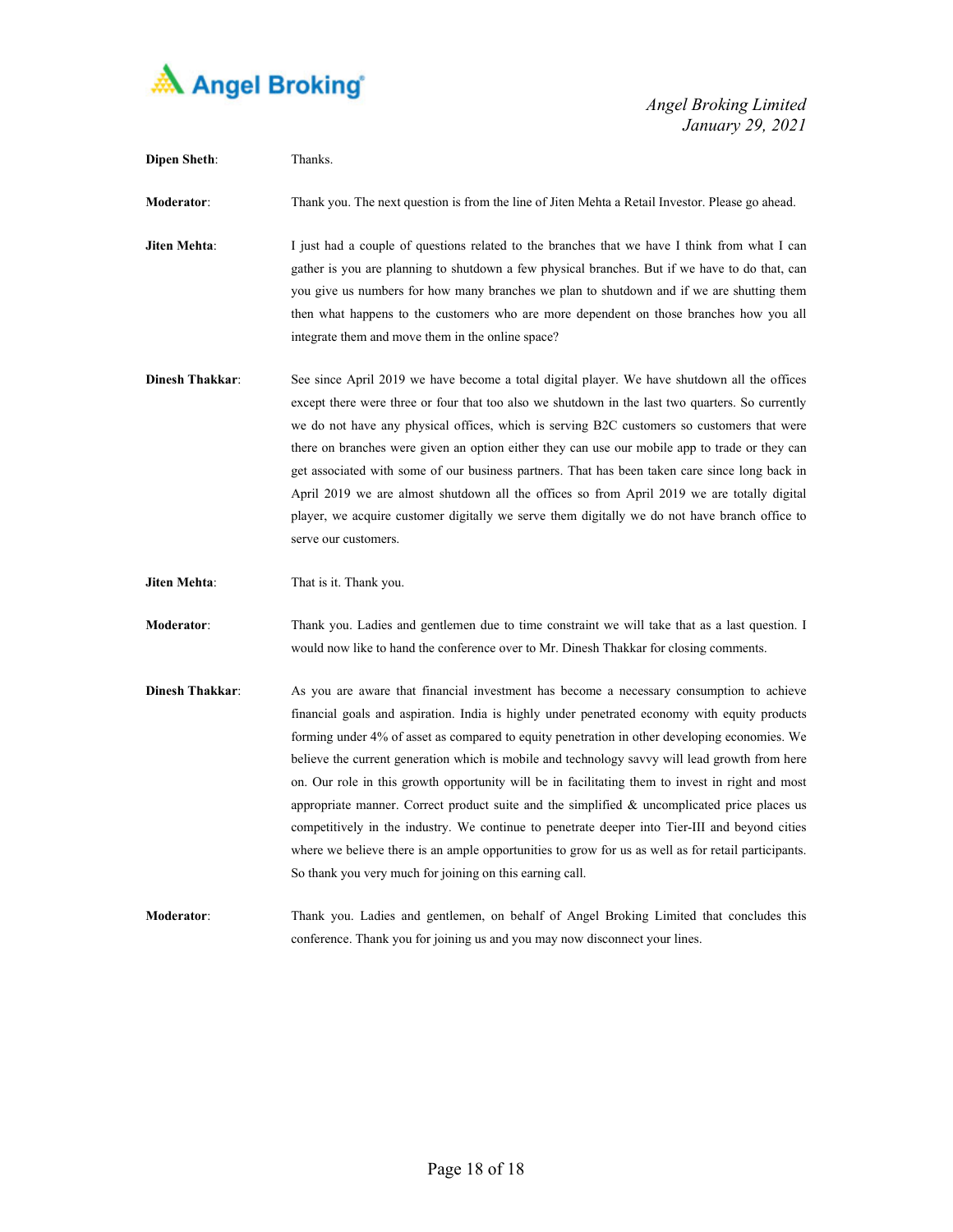**Dipen Sheth**: Thanks.

**Moderator**: Thank you. The next question is from the line of Jiten Mehta a Retail Investor. Please go ahead.

**Jiten Mehta**: I just had a couple of questions related to the branches that we have I think from what I can gather is you are planning to shutdown a few physical branches. But if we have to do that, can you give us numbers for how many branches we plan to shutdown and if we are shutting them then what happens to the customers who are more dependent on those branches how you all integrate them and move them in the online space?

**Dinesh Thakkar**: See since April 2019 we have become a total digital player. We have shutdown all the offices except there were three or four that too also we shutdown in the last two quarters. So currently we do not have any physical offices, which is serving B2C customers so customers that were there on branches were given an option either they can use our mobile app to trade or they can get associated with some of our business partners. That has been taken care since long back in April 2019 we are almost shutdown all the offices so from April 2019 we are totally digital player, we acquire customer digitally we serve them digitally we do not have branch office to serve our customers.

**Jiten Mehta**: That is it. Thank you.

**Moderator**: Thank you. Ladies and gentlemen due to time constraint we will take that as a last question. I would now like to hand the conference over to Mr. Dinesh Thakkar for closing comments.

**Dinesh Thakkar**: As you are aware that financial investment has become a necessary consumption to achieve financial goals and aspiration. India is highly under penetrated economy with equity products forming under 4% of asset as compared to equity penetration in other developing economies. We believe the current generation which is mobile and technology savvy will lead growth from here on. Our role in this growth opportunity will be in facilitating them to invest in right and most appropriate manner. Correct product suite and the simplified & uncomplicated price places us competitively in the industry. We continue to penetrate deeper into Tier-III and beyond cities where we believe there is an ample opportunities to grow for us as well as for retail participants. So thank you very much for joining on this earning call.

**Moderator**: Thank you. Ladies and gentlemen, on behalf of Angel Broking Limited that concludes this conference. Thank you for joining us and you may now disconnect your lines.